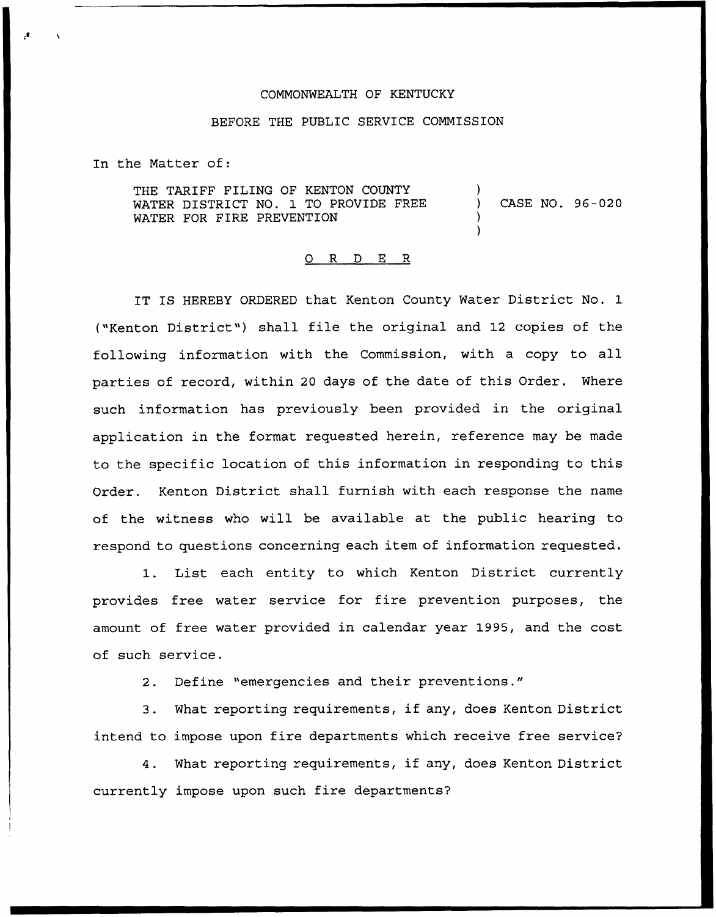COMMONWEALTH OF KENTUCKY

BEFORE THE PUBLIC SERVICE COMMISSION

In the Matter of:

THE TARIFF FILING OF KENTON COUNTY WATER DISTRICT NO. 1 TO PROVIDE FREE WATER FOR FIRE PREVENTION ) CASE NO. 96-020

O R D E R

IT IS HEREBY ORDERED that Kenton County Water District No. 1 ("Kenton District") shall file the original and 12 copies of the following information with the Commission, with a copy to all parties of record, within 20 days of the date of this Order. Where such information has previously been provided in the original application in the format requested herein, reference may be made to the specific location of this information in responding to this Order. Kenton District shall furnish with each response the name of the witness who will be available at the public hearing to respond to questions concerning each item of information requested.

1. List each entity to which Kenton District currently provides free water service for fire prevention purposes, the amount of free water provided in calendar year 1995, and the cost of such service.

2. Define "emergencies and their preventions."

3. What reporting requirements, if any, does Kenton District intend to impose upon fire departments which receive free service?

4. What reporting requirements, if any, does Kenton District currently impose upon such fire departments?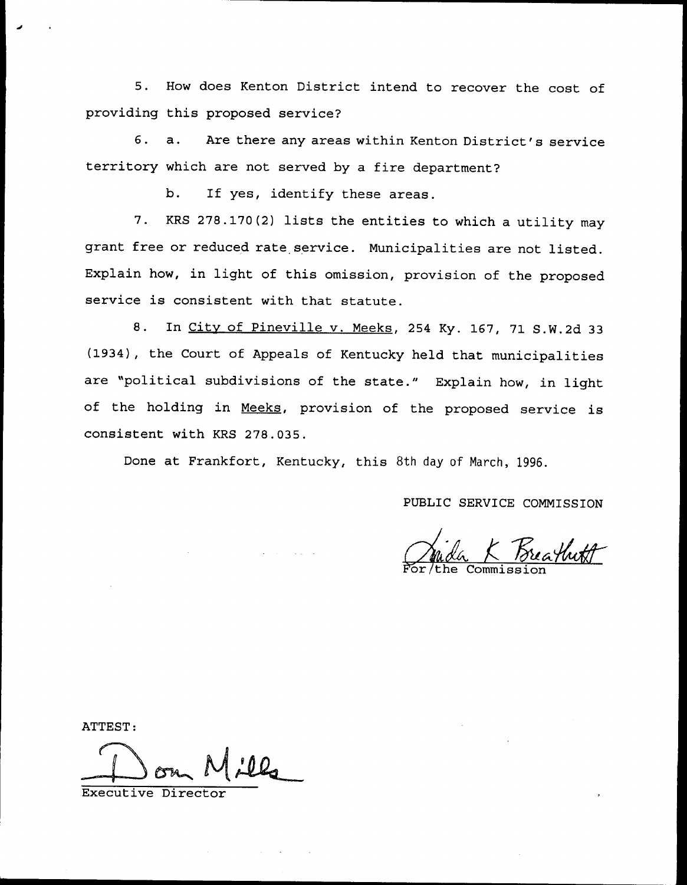5. How does Kenton District intend to recover the cost of providing this proposed service?

6. a. Are there any areas within Kenton District's service territory which are not served by a fire department?

b. If yes, identify these areas.

7. KRS 278.170(2) lists the entities to which a utility may grant free or reduced rate service. Municipalities are not listed. Explain how, in light of this omission, provision of the proposed service is consistent with that statute.

8. In City of Pineville v. Meeks, 254 Ky. 167, 71 S.W.2d 33 (1934), the Court of Appeals of Kentucky held that municipalities are "political subdivisions of the state." Explain how, in light of the holding in Meeks, provision of the proposed service is consistent with KRS 278.035.

Done at Frankfort, Kentucky, this 8th day of March, 1996.

PUBLIC SERVICE COMMISSION

Linda K Breathitt
For the Commission

ATTEST:

Don Mills
Executive Director